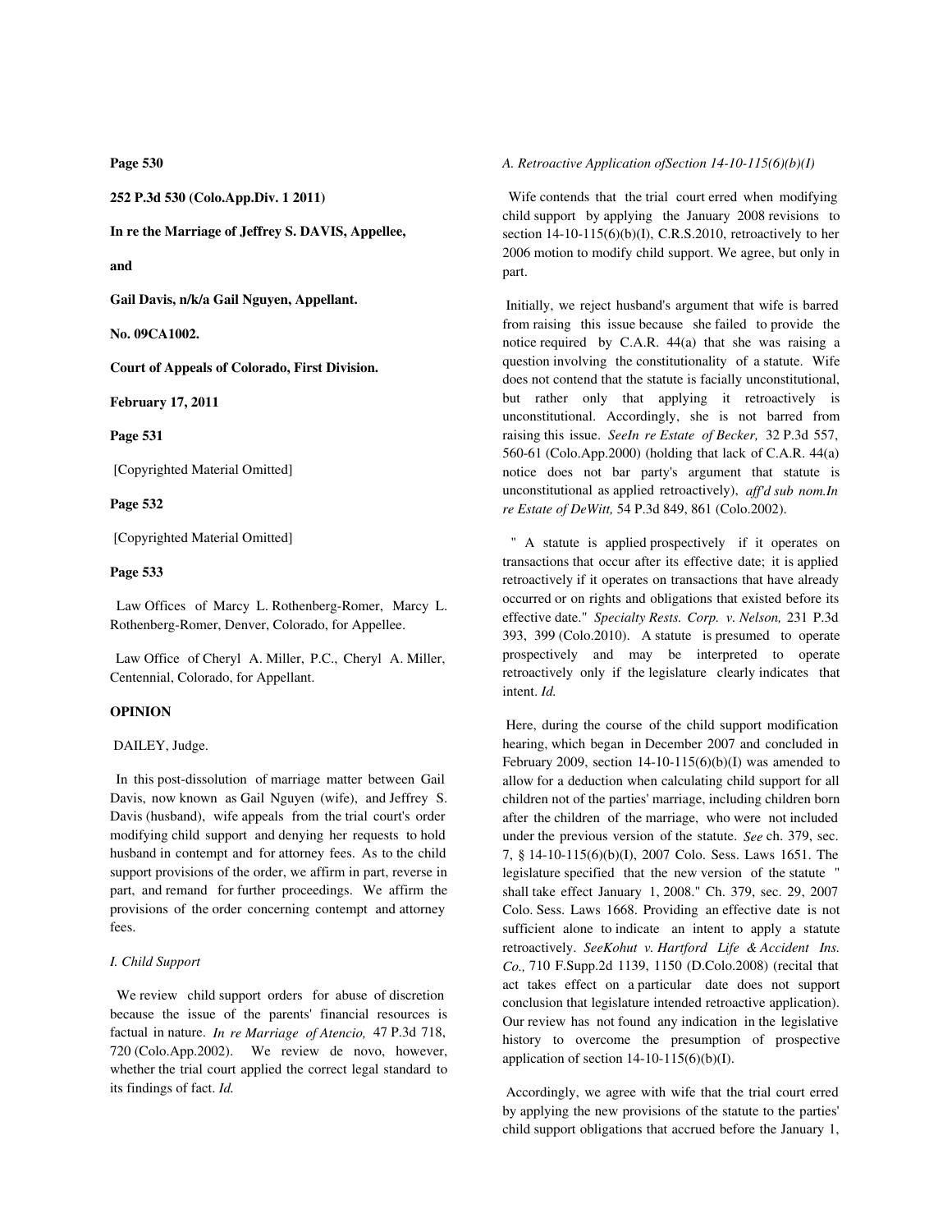**Page 530**

**252 P.3d 530 (Colo.App.Div. 1 2011)**

**In re the Marriage of Jeffrey S. DAVIS, Appellee,**

**and**

**Gail Davis, n/k/a Gail Nguyen, Appellant.**

**No. 09CA1002.**

**Court of Appeals of Colorado, First Division.**

**February 17, 2011**

**Page 531**

[Copyrighted Material Omitted]

**Page 532**

[Copyrighted Material Omitted]

**Page 533**

Law Offices of Marcy L. Rothenberg-Romer, Marcy L. Rothenberg-Romer, Denver, Colorado, for Appellee.

Law Office of Cheryl A. Miller, P.C., Cheryl A. Miller, Centennial, Colorado, for Appellant.

**OPINION**

DAILEY, Judge.

In this post-dissolution of marriage matter between Gail Davis, now known as Gail Nguyen (wife), and Jeffrey S. Davis (husband), wife appeals from the trial court's order modifying child support and denying her requests to hold husband in contempt and for attorney fees. As to the child support provisions of the order, we affirm in part, reverse in part, and remand for further proceedings. We affirm the provisions of the order concerning contempt and attorney fees.

*I. Child Support*

We review child support orders for abuse of discretion because the issue of the parents' financial resources is factual in nature. *In re Marriage of Atencio,* 47 P.3d 718, 720 (Colo.App.2002). We review de novo, however, whether the trial court applied the correct legal standard to its findings of fact. *Id.*

*A. Retroactive Application ofSection 14-10-115(6)(b)(I)*

Wife contends that the trial court erred when modifying child support by applying the January 2008 revisions to section 14-10-115(6)(b)(I), C.R.S.2010, retroactively to her 2006 motion to modify child support. We agree, but only in part.

Initially, we reject husband's argument that wife is barred from raising this issue because she failed to provide the notice required by C.A.R. 44(a) that she was raising a question involving the constitutionality of a statute. Wife does not contend that the statute is facially unconstitutional, but rather only that applying it retroactively is unconstitutional. Accordingly, she is not barred from raising this issue. *SeeIn re Estate of Becker,* 32 P.3d 557, 560-61 (Colo.App.2000) (holding that lack of C.A.R. 44(a) notice does not bar party's argument that statute is unconstitutional as applied retroactively), *aff'd sub nom.In re Estate of DeWitt,* 54 P.3d 849, 861 (Colo.2002).

" A statute is applied prospectively if it operates on transactions that occur after its effective date; it is applied retroactively if it operates on transactions that have already occurred or on rights and obligations that existed before its effective date." *Specialty Rests. Corp. v. Nelson,* 231 P.3d 393, 399 (Colo.2010). A statute is presumed to operate prospectively and may be interpreted to operate retroactively only if the legislature clearly indicates that intent. *Id.*

Here, during the course of the child support modification hearing, which began in December 2007 and concluded in February 2009, section 14-10-115(6)(b)(I) was amended to allow for a deduction when calculating child support for all children not of the parties' marriage, including children born after the children of the marriage, who were not included under the previous version of the statute. *See* ch. 379, sec. 7, § 14-10-115(6)(b)(I), 2007 Colo. Sess. Laws 1651. The legislature specified that the new version of the statute " shall take effect January 1, 2008." Ch. 379, sec. 29, 2007 Colo. Sess. Laws 1668. Providing an effective date is not sufficient alone to indicate an intent to apply a statute retroactively. *SeeKohut v. Hartford Life & Accident Ins. Co.,* 710 F.Supp.2d 1139, 1150 (D.Colo.2008) (recital that act takes effect on a particular date does not support conclusion that legislature intended retroactive application). Our review has not found any indication in the legislative history to overcome the presumption of prospective application of section 14-10-115(6)(b)(I).

Accordingly, we agree with wife that the trial court erred by applying the new provisions of the statute to the parties' child support obligations that accrued before the January 1,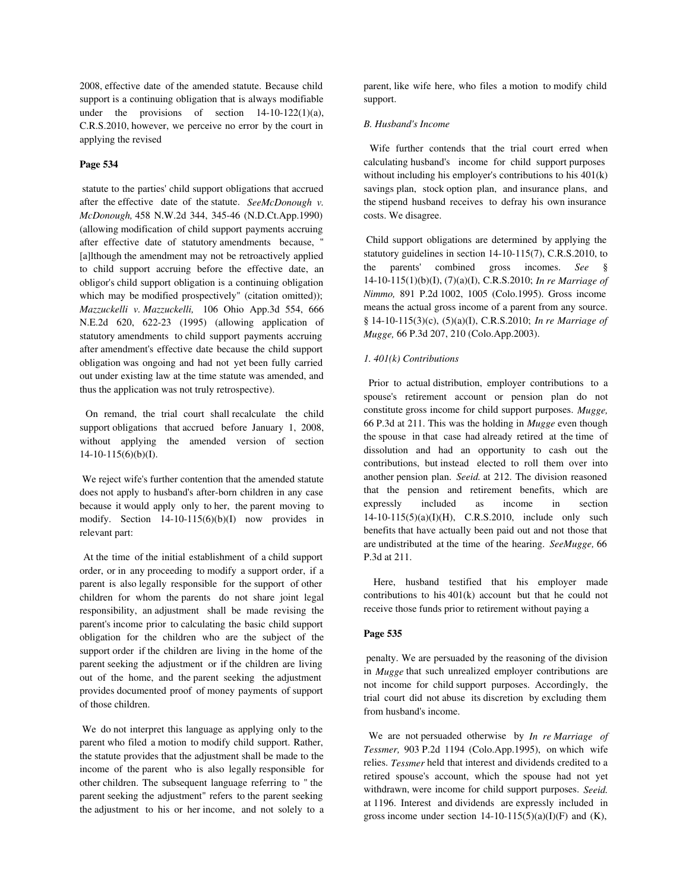2008, effective date of the amended statute. Because child support is a continuing obligation that is always modifiable under the provisions of section 14-10-122(1)(a), C.R.S.2010, however, we perceive no error by the court in applying the revised

**Page 534**

statute to the parties' child support obligations that accrued after the effective date of the statute. *SeeMcDonough v. McDonough,* 458 N.W.2d 344, 345-46 (N.D.Ct.App.1990) (allowing modification of child support payments accruing after effective date of statutory amendments because, " [a]lthough the amendment may not be retroactively applied to child support accruing before the effective date, an obligor's child support obligation is a continuing obligation which may be modified prospectively" (citation omitted)); *Mazzuckelli v. Mazzuckelli,* 106 Ohio App.3d 554, 666 N.E.2d 620, 622-23 (1995) (allowing application of statutory amendments to child support payments accruing after amendment's effective date because the child support obligation was ongoing and had not yet been fully carried out under existing law at the time statute was amended, and thus the application was not truly retrospective).

On remand, the trial court shall recalculate the child support obligations that accrued before January 1, 2008, without applying the amended version of section 14-10-115(6)(b)(I).

We reject wife's further contention that the amended statute does not apply to husband's after-born children in any case because it would apply only to her, the parent moving to modify. Section 14-10-115(6)(b)(I) now provides in relevant part:

At the time of the initial establishment of a child support order, or in any proceeding to modify a support order, if a parent is also legally responsible for the support of other children for whom the parents do not share joint legal responsibility, an adjustment shall be made revising the parent's income prior to calculating the basic child support obligation for the children who are the subject of the support order if the children are living in the home of the parent seeking the adjustment or if the children are living out of the home, and the parent seeking the adjustment provides documented proof of money payments of support of those children.

We do not interpret this language as applying only to the parent who filed a motion to modify child support. Rather, the statute provides that the adjustment shall be made to the income of the parent who is also legally responsible for other children. The subsequent language referring to " the parent seeking the adjustment" refers to the parent seeking the adjustment to his or her income, and not solely to a parent, like wife here, who files a motion to modify child support.

*B. Husband's Income*

Wife further contends that the trial court erred when calculating husband's income for child support purposes without including his employer's contributions to his 401(k) savings plan, stock option plan, and insurance plans, and the stipend husband receives to defray his own insurance costs. We disagree.

Child support obligations are determined by applying the statutory guidelines in section 14-10-115(7), C.R.S.2010, to the parents' combined gross incomes. *See* § 14-10-115(1)(b)(I), (7)(a)(I), C.R.S.2010; *In re Marriage of Nimmo,* 891 P.2d 1002, 1005 (Colo.1995). Gross income means the actual gross income of a parent from any source. § 14-10-115(3)(c), (5)(a)(I), C.R.S.2010; *In re Marriage of Mugge,* 66 P.3d 207, 210 (Colo.App.2003).

*1. 401(k) Contributions*

Prior to actual distribution, employer contributions to a spouse's retirement account or pension plan do not constitute gross income for child support purposes. *Mugge,* 66 P.3d at 211. This was the holding in *Mugge* even though the spouse in that case had already retired at the time of dissolution and had an opportunity to cash out the contributions, but instead elected to roll them over into another pension plan. *Seeid.* at 212. The division reasoned that the pension and retirement benefits, which are expressly included as income in section 14-10-115(5)(a)(I)(H), C.R.S.2010, include only such benefits that have actually been paid out and not those that are undistributed at the time of the hearing. *SeeMugge,* 66 P.3d at 211.

Here, husband testified that his employer made contributions to his 401(k) account but that he could not receive those funds prior to retirement without paying a

**Page 535**

penalty. We are persuaded by the reasoning of the division in *Mugge* that such unrealized employer contributions are not income for child support purposes. Accordingly, the trial court did not abuse its discretion by excluding them from husband's income.

We are not persuaded otherwise by *In re Marriage of Tessmer,* 903 P.2d 1194 (Colo.App.1995), on which wife relies. *Tessmer* held that interest and dividends credited to a retired spouse's account, which the spouse had not yet withdrawn, were income for child support purposes. *Seeid.* at 1196. Interest and dividends are expressly included in gross income under section 14-10-115(5)(a)(I)(F) and (K),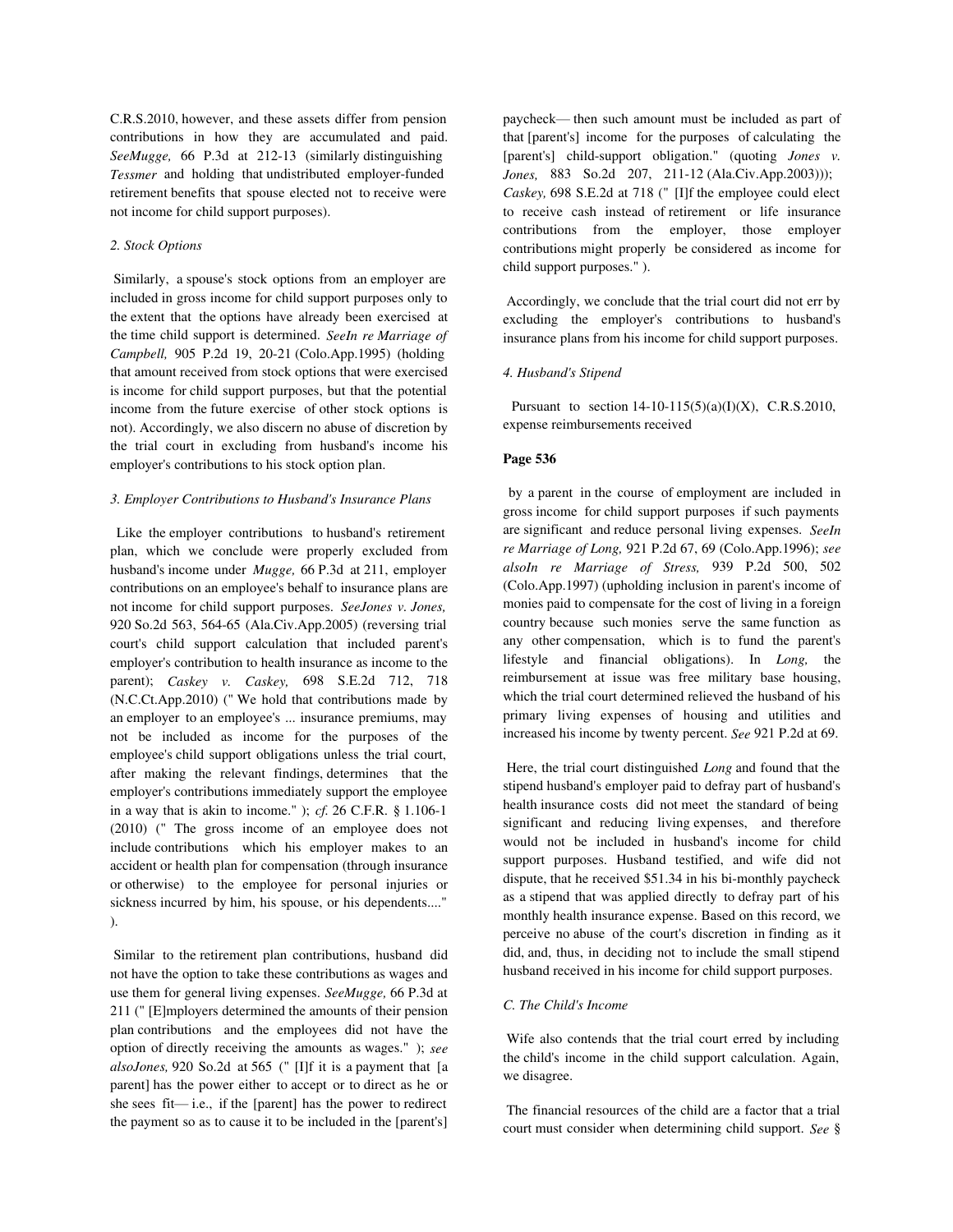C.R.S.2010, however, and these assets differ from pension contributions in how they are accumulated and paid. *SeeMugge,* 66 P.3d at 212-13 (similarly distinguishing *Tessmer* and holding that undistributed employer-funded retirement benefits that spouse elected not to receive were not income for child support purposes).

*2. Stock Options*

Similarly, a spouse's stock options from an employer are included in gross income for child support purposes only to the extent that the options have already been exercised at the time child support is determined. *SeeIn re Marriage of Campbell,* 905 P.2d 19, 20-21 (Colo.App.1995) (holding that amount received from stock options that were exercised is income for child support purposes, but that the potential income from the future exercise of other stock options is not). Accordingly, we also discern no abuse of discretion by the trial court in excluding from husband's income his employer's contributions to his stock option plan.

*3. Employer Contributions to Husband's Insurance Plans*

Like the employer contributions to husband's retirement plan, which we conclude were properly excluded from husband's income under *Mugge,* 66 P.3d at 211, employer contributions on an employee's behalf to insurance plans are not income for child support purposes. *SeeJones v. Jones,* 920 So.2d 563, 564-65 (Ala.Civ.App.2005) (reversing trial court's child support calculation that included parent's employer's contribution to health insurance as income to the parent); *Caskey v. Caskey,* 698 S.E.2d 712, 718 (N.C.Ct.App.2010) (" We hold that contributions made by an employer to an employee's ... insurance premiums, may not be included as income for the purposes of the employee's child support obligations unless the trial court, after making the relevant findings, determines that the employer's contributions immediately support the employee in a way that is akin to income." ); *cf.* 26 C.F.R. § 1.106-1 (2010) (" The gross income of an employee does not include contributions which his employer makes to an accident or health plan for compensation (through insurance or otherwise) to the employee for personal injuries or sickness incurred by him, his spouse, or his dependents...." ).

Similar to the retirement plan contributions, husband did not have the option to take these contributions as wages and use them for general living expenses. *SeeMugge,* 66 P.3d at 211 (" [E]mployers determined the amounts of their pension plan contributions and the employees did not have the option of directly receiving the amounts as wages." ); *see alsoJones,* 920 So.2d at 565 (" [I]f it is a payment that [a parent] has the power either to accept or to direct as he or she sees fit— i.e., if the [parent] has the power to redirect the payment so as to cause it to be included in the [parent's] paycheck— then such amount must be included as part of that [parent's] income for the purposes of calculating the [parent's] child-support obligation." (quoting *Jones v. Jones,* 883 So.2d 207, 211-12 (Ala.Civ.App.2003))); *Caskey,* 698 S.E.2d at 718 (" [I]f the employee could elect to receive cash instead of retirement or life insurance contributions from the employer, those employer contributions might properly be considered as income for child support purposes." ).

Accordingly, we conclude that the trial court did not err by excluding the employer's contributions to husband's insurance plans from his income for child support purposes.

*4. Husband's Stipend*

Pursuant to section 14-10-115(5)(a)(I)(X), C.R.S.2010, expense reimbursements received

**Page 536**

by a parent in the course of employment are included in gross income for child support purposes if such payments are significant and reduce personal living expenses. *SeeIn re Marriage of Long,* 921 P.2d 67, 69 (Colo.App.1996); *see alsoIn re Marriage of Stress,* 939 P.2d 500, 502 (Colo.App.1997) (upholding inclusion in parent's income of monies paid to compensate for the cost of living in a foreign country because such monies serve the same function as any other compensation, which is to fund the parent's lifestyle and financial obligations). In *Long,* the reimbursement at issue was free military base housing, which the trial court determined relieved the husband of his primary living expenses of housing and utilities and increased his income by twenty percent. *See* 921 P.2d at 69.

Here, the trial court distinguished *Long* and found that the stipend husband's employer paid to defray part of husband's health insurance costs did not meet the standard of being significant and reducing living expenses, and therefore would not be included in husband's income for child support purposes. Husband testified, and wife did not dispute, that he received $51.34 in his bi-monthly paycheck as a stipend that was applied directly to defray part of his monthly health insurance expense. Based on this record, we perceive no abuse of the court's discretion in finding as it did, and, thus, in deciding not to include the small stipend husband received in his income for child support purposes.

*C. The Child's Income*

Wife also contends that the trial court erred by including the child's income in the child support calculation. Again, we disagree.

The financial resources of the child are a factor that a trial court must consider when determining child support. *See* §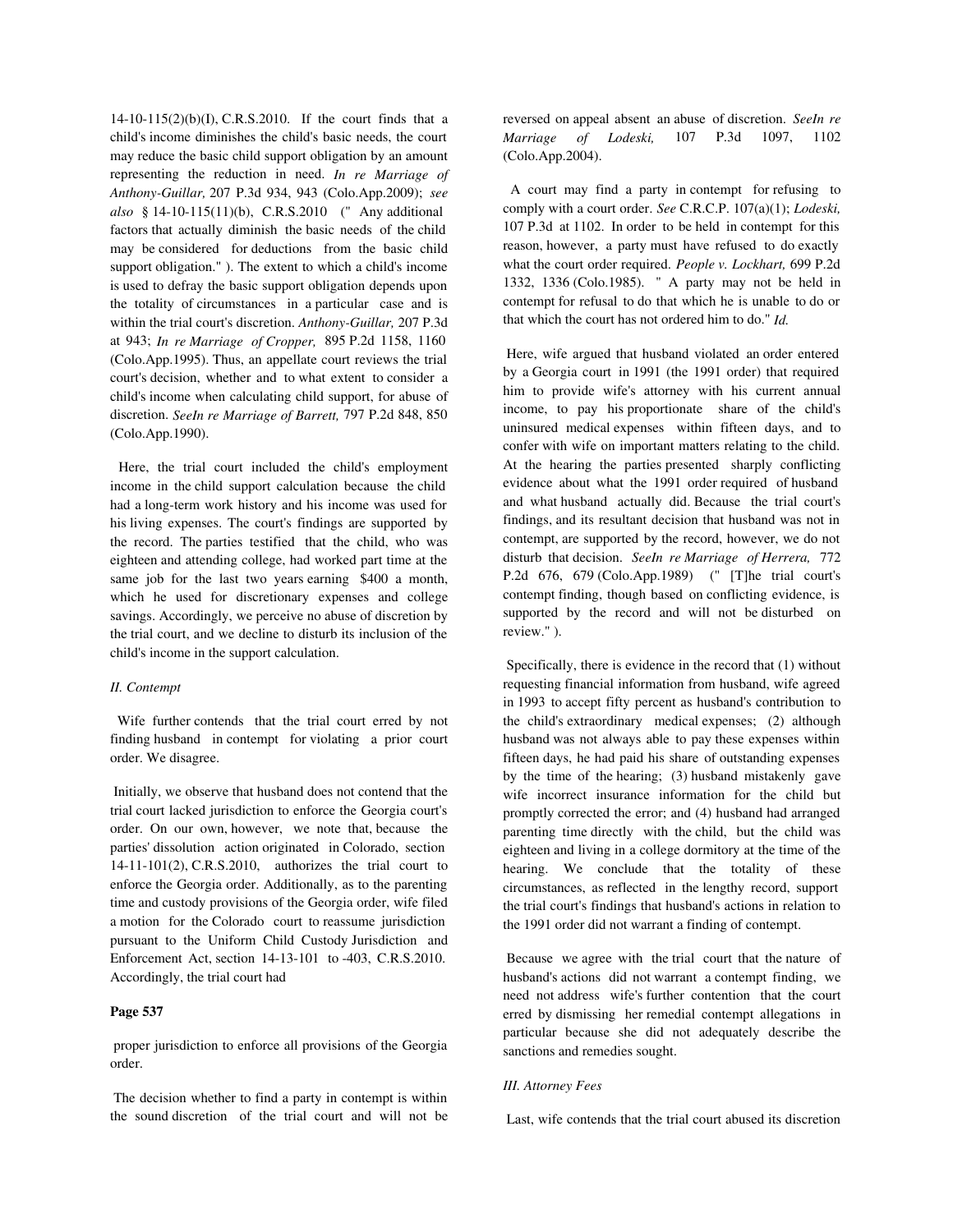14-10-115(2)(b)(I), C.R.S.2010. If the court finds that a child's income diminishes the child's basic needs, the court may reduce the basic child support obligation by an amount representing the reduction in need. *In re Marriage of Anthony-Guillar,* 207 P.3d 934, 943 (Colo.App.2009); *see also* § 14-10-115(11)(b), C.R.S.2010 (" Any additional factors that actually diminish the basic needs of the child may be considered for deductions from the basic child support obligation." ). The extent to which a child's income is used to defray the basic support obligation depends upon the totality of circumstances in a particular case and is within the trial court's discretion. *Anthony-Guillar,* 207 P.3d at 943; *In re Marriage of Cropper,* 895 P.2d 1158, 1160 (Colo.App.1995). Thus, an appellate court reviews the trial court's decision, whether and to what extent to consider a child's income when calculating child support, for abuse of discretion. *SeeIn re Marriage of Barrett,* 797 P.2d 848, 850 (Colo.App.1990).

Here, the trial court included the child's employment income in the child support calculation because the child had a long-term work history and his income was used for his living expenses. The court's findings are supported by the record. The parties testified that the child, who was eighteen and attending college, had worked part time at the same job for the last two years earning $400 a month, which he used for discretionary expenses and college savings. Accordingly, we perceive no abuse of discretion by the trial court, and we decline to disturb its inclusion of the child's income in the support calculation.

*II. Contempt*

Wife further contends that the trial court erred by not finding husband in contempt for violating a prior court order. We disagree.

Initially, we observe that husband does not contend that the trial court lacked jurisdiction to enforce the Georgia court's order. On our own, however, we note that, because the parties' dissolution action originated in Colorado, section 14-11-101(2), C.R.S.2010, authorizes the trial court to enforce the Georgia order. Additionally, as to the parenting time and custody provisions of the Georgia order, wife filed a motion for the Colorado court to reassume jurisdiction pursuant to the Uniform Child Custody Jurisdiction and Enforcement Act, section 14-13-101 to -403, C.R.S.2010. Accordingly, the trial court had

**Page 537**

proper jurisdiction to enforce all provisions of the Georgia order.

The decision whether to find a party in contempt is within the sound discretion of the trial court and will not be reversed on appeal absent an abuse of discretion. *SeeIn re Marriage of Lodeski,* 107 P.3d 1097, 1102 (Colo.App.2004).

A court may find a party in contempt for refusing to comply with a court order. *See* C.R.C.P. 107(a)(1); *Lodeski,* 107 P.3d at 1102. In order to be held in contempt for this reason, however, a party must have refused to do exactly what the court order required. *People v. Lockhart,* 699 P.2d 1332, 1336 (Colo.1985). " A party may not be held in contempt for refusal to do that which he is unable to do or that which the court has not ordered him to do." *Id.*

Here, wife argued that husband violated an order entered by a Georgia court in 1991 (the 1991 order) that required him to provide wife's attorney with his current annual income, to pay his proportionate share of the child's uninsured medical expenses within fifteen days, and to confer with wife on important matters relating to the child. At the hearing the parties presented sharply conflicting evidence about what the 1991 order required of husband and what husband actually did. Because the trial court's findings, and its resultant decision that husband was not in contempt, are supported by the record, however, we do not disturb that decision. *SeeIn re Marriage of Herrera,* 772 P.2d 676, 679 (Colo.App.1989) (" [T]he trial court's contempt finding, though based on conflicting evidence, is supported by the record and will not be disturbed on review." ).

Specifically, there is evidence in the record that (1) without requesting financial information from husband, wife agreed in 1993 to accept fifty percent as husband's contribution to the child's extraordinary medical expenses; (2) although husband was not always able to pay these expenses within fifteen days, he had paid his share of outstanding expenses by the time of the hearing; (3) husband mistakenly gave wife incorrect insurance information for the child but promptly corrected the error; and (4) husband had arranged parenting time directly with the child, but the child was eighteen and living in a college dormitory at the time of the hearing. We conclude that the totality of these circumstances, as reflected in the lengthy record, support the trial court's findings that husband's actions in relation to the 1991 order did not warrant a finding of contempt.

Because we agree with the trial court that the nature of husband's actions did not warrant a contempt finding, we need not address wife's further contention that the court erred by dismissing her remedial contempt allegations in particular because she did not adequately describe the sanctions and remedies sought.

*III. Attorney Fees*

Last, wife contends that the trial court abused its discretion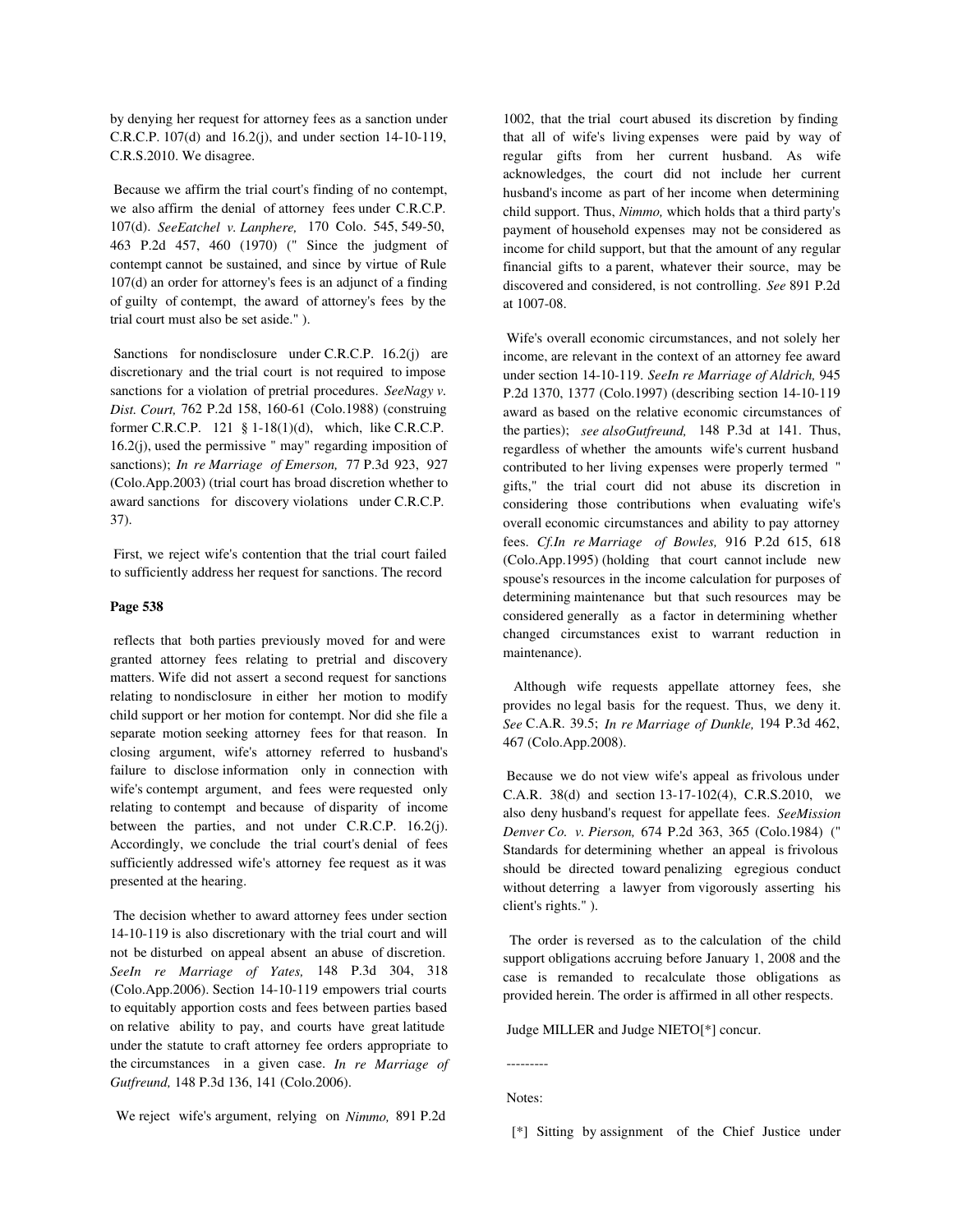by denying her request for attorney fees as a sanction under C.R.C.P. 107(d) and 16.2(j), and under section 14-10-119, C.R.S.2010. We disagree.

Because we affirm the trial court's finding of no contempt, we also affirm the denial of attorney fees under C.R.C.P. 107(d). *SeeEatchel v. Lanphere,* 170 Colo. 545, 549-50, 463 P.2d 457, 460 (1970) (" Since the judgment of contempt cannot be sustained, and since by virtue of Rule 107(d) an order for attorney's fees is an adjunct of a finding of guilty of contempt, the award of attorney's fees by the trial court must also be set aside." ).

Sanctions for nondisclosure under C.R.C.P. 16.2(j) are discretionary and the trial court is not required to impose sanctions for a violation of pretrial procedures. *SeeNagy v. Dist. Court,* 762 P.2d 158, 160-61 (Colo.1988) (construing former C.R.C.P. 121 § 1-18(1)(d), which, like C.R.C.P. 16.2(j), used the permissive " may" regarding imposition of sanctions); *In re Marriage of Emerson,* 77 P.3d 923, 927 (Colo.App.2003) (trial court has broad discretion whether to award sanctions for discovery violations under C.R.C.P. 37).

First, we reject wife's contention that the trial court failed to sufficiently address her request for sanctions. The record

**Page 538**

reflects that both parties previously moved for and were granted attorney fees relating to pretrial and discovery matters. Wife did not assert a second request for sanctions relating to nondisclosure in either her motion to modify child support or her motion for contempt. Nor did she file a separate motion seeking attorney fees for that reason. In closing argument, wife's attorney referred to husband's failure to disclose information only in connection with wife's contempt argument, and fees were requested only relating to contempt and because of disparity of income between the parties, and not under C.R.C.P. 16.2(j). Accordingly, we conclude the trial court's denial of fees sufficiently addressed wife's attorney fee request as it was presented at the hearing.

The decision whether to award attorney fees under section 14-10-119 is also discretionary with the trial court and will not be disturbed on appeal absent an abuse of discretion. *SeeIn re Marriage of Yates,* 148 P.3d 304, 318 (Colo.App.2006). Section 14-10-119 empowers trial courts to equitably apportion costs and fees between parties based on relative ability to pay, and courts have great latitude under the statute to craft attorney fee orders appropriate to the circumstances in a given case. *In re Marriage of Gutfreund,* 148 P.3d 136, 141 (Colo.2006).

We reject wife's argument, relying on *Nimmo,* 891 P.2d 1002, that the trial court abused its discretion by finding that all of wife's living expenses were paid by way of regular gifts from her current husband. As wife acknowledges, the court did not include her current husband's income as part of her income when determining child support. Thus, *Nimmo,* which holds that a third party's payment of household expenses may not be considered as income for child support, but that the amount of any regular financial gifts to a parent, whatever their source, may be discovered and considered, is not controlling. *See* 891 P.2d at 1007-08.

Wife's overall economic circumstances, and not solely her income, are relevant in the context of an attorney fee award under section 14-10-119. *SeeIn re Marriage of Aldrich,* 945 P.2d 1370, 1377 (Colo.1997) (describing section 14-10-119 award as based on the relative economic circumstances of the parties); *see alsoGutfreund,* 148 P.3d at 141. Thus, regardless of whether the amounts wife's current husband contributed to her living expenses were properly termed " gifts," the trial court did not abuse its discretion in considering those contributions when evaluating wife's overall economic circumstances and ability to pay attorney fees. *Cf.In re Marriage of Bowles,* 916 P.2d 615, 618 (Colo.App.1995) (holding that court cannot include new spouse's resources in the income calculation for purposes of determining maintenance but that such resources may be considered generally as a factor in determining whether changed circumstances exist to warrant reduction in maintenance).

Although wife requests appellate attorney fees, she provides no legal basis for the request. Thus, we deny it. *See* C.A.R. 39.5; *In re Marriage of Dunkle,* 194 P.3d 462, 467 (Colo.App.2008).

Because we do not view wife's appeal as frivolous under C.A.R. 38(d) and section 13-17-102(4), C.R.S.2010, we also deny husband's request for appellate fees. *SeeMission Denver Co. v. Pierson,* 674 P.2d 363, 365 (Colo.1984) (" Standards for determining whether an appeal is frivolous should be directed toward penalizing egregious conduct without deterring a lawyer from vigorously asserting his client's rights." ).

The order is reversed as to the calculation of the child support obligations accruing before January 1, 2008 and the case is remanded to recalculate those obligations as provided herein. The order is affirmed in all other respects.

Judge MILLER and Judge NIETO[*] concur.

---------

Notes:

[*] Sitting by assignment of the Chief Justice under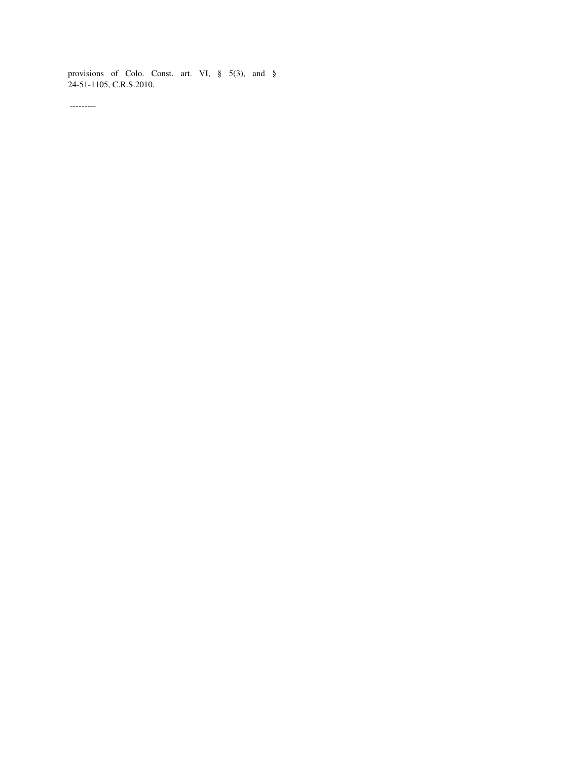provisions of Colo. Const. art. VI, § 5(3), and § 24-51-1105, C.R.S.2010.

---------